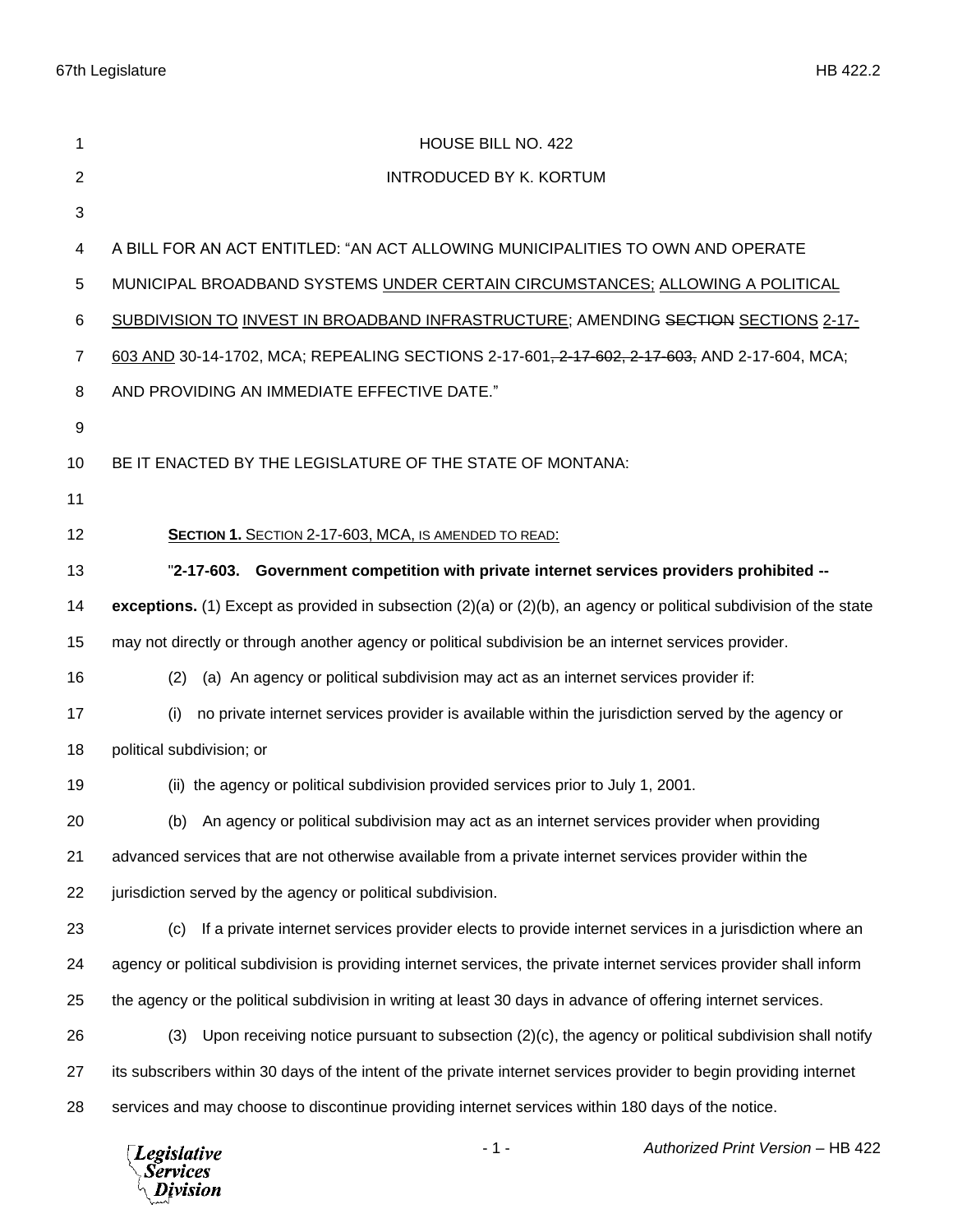HOUSE BILL NO. 422

INTRODUCED BY K. KORTUM

A BILL FOR AN ACT ENTITLED: "AN ACT ALLOWING MUNICIPALITIES TO OWN AND OPERATE MUNICIPAL BROADBAND SYSTEMS UNDER CERTAIN CIRCUMSTANCES; ALLOWING A POLITICAL SUBDIVISION TO INVEST IN BROADBAND INFRASTRUCTURE; AMENDING ~~SECTION~~ SECTIONS 2-17-603 AND 30-14-1702, MCA; REPEALING SECTIONS 2-17-601~~, 2-17-602, 2-17-603,~~ AND 2-17-604, MCA; AND PROVIDING AN IMMEDIATE EFFECTIVE DATE."

BE IT ENACTED BY THE LEGISLATURE OF THE STATE OF MONTANA:

**SECTION 1.** SECTION 2-17-603, MCA, IS AMENDED TO READ:

"**2-17-603. Government competition with private internet services providers prohibited -- exceptions.** (1) Except as provided in subsection (2)(a) or (2)(b), an agency or political subdivision of the state may not directly or through another agency or political subdivision be an internet services provider.

(2) (a) An agency or political subdivision may act as an internet services provider if:

(i) no private internet services provider is available within the jurisdiction served by the agency or political subdivision; or

(ii) the agency or political subdivision provided services prior to July 1, 2001.

(b) An agency or political subdivision may act as an internet services provider when providing advanced services that are not otherwise available from a private internet services provider within the jurisdiction served by the agency or political subdivision.

(c) If a private internet services provider elects to provide internet services in a jurisdiction where an agency or political subdivision is providing internet services, the private internet services provider shall inform the agency or the political subdivision in writing at least 30 days in advance of offering internet services.

(3) Upon receiving notice pursuant to subsection (2)(c), the agency or political subdivision shall notify its subscribers within 30 days of the intent of the private internet services provider to begin providing internet services and may choose to discontinue providing internet services within 180 days of the notice.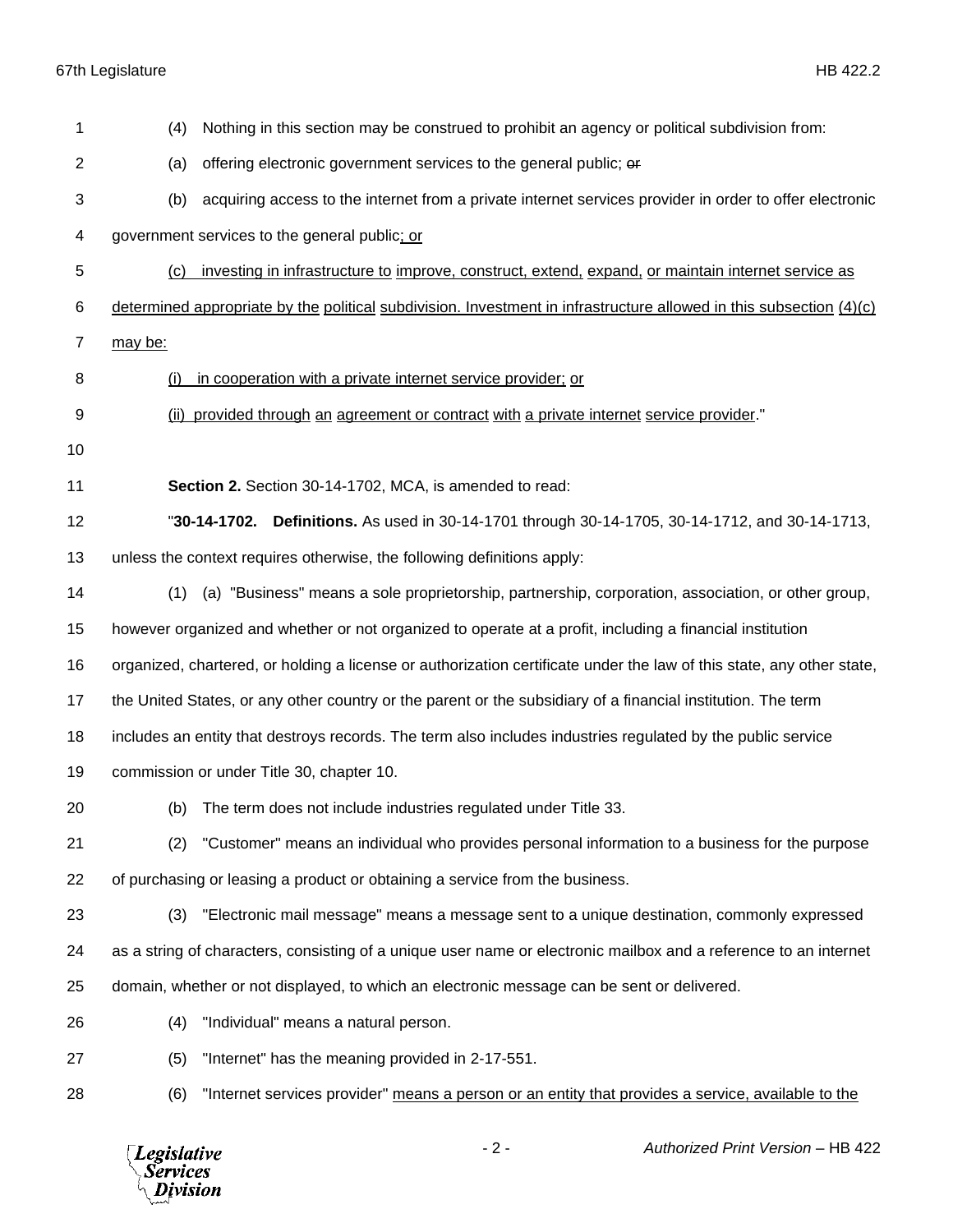(4) Nothing in this section may be construed to prohibit an agency or political subdivision from:

(a) offering electronic government services to the general public; ~~or~~

(b) acquiring access to the internet from a private internet services provider in order to offer electronic government services to the general public; or

(c) investing in infrastructure to improve, construct, extend, expand, or maintain internet service as determined appropriate by the political subdivision. Investment in infrastructure allowed in this subsection (4)(c) may be:

(i) in cooperation with a private internet service provider; or

(ii) provided through an agreement or contract with a private internet service provider."

**Section 2.** Section 30-14-1702, MCA, is amended to read:

"**30-14-1702. Definitions.** As used in 30-14-1701 through 30-14-1705, 30-14-1712, and 30-14-1713, unless the context requires otherwise, the following definitions apply:

(1) (a) "Business" means a sole proprietorship, partnership, corporation, association, or other group, however organized and whether or not organized to operate at a profit, including a financial institution organized, chartered, or holding a license or authorization certificate under the law of this state, any other state, the United States, or any other country or the parent or the subsidiary of a financial institution. The term includes an entity that destroys records. The term also includes industries regulated by the public service commission or under Title 30, chapter 10.

(b) The term does not include industries regulated under Title 33.

(2) "Customer" means an individual who provides personal information to a business for the purpose of purchasing or leasing a product or obtaining a service from the business.

(3) "Electronic mail message" means a message sent to a unique destination, commonly expressed as a string of characters, consisting of a unique user name or electronic mailbox and a reference to an internet domain, whether or not displayed, to which an electronic message can be sent or delivered.

(4) "Individual" means a natural person.

(5) "Internet" has the meaning provided in 2-17-551.

(6) "Internet services provider" means a person or an entity that provides a service, available to the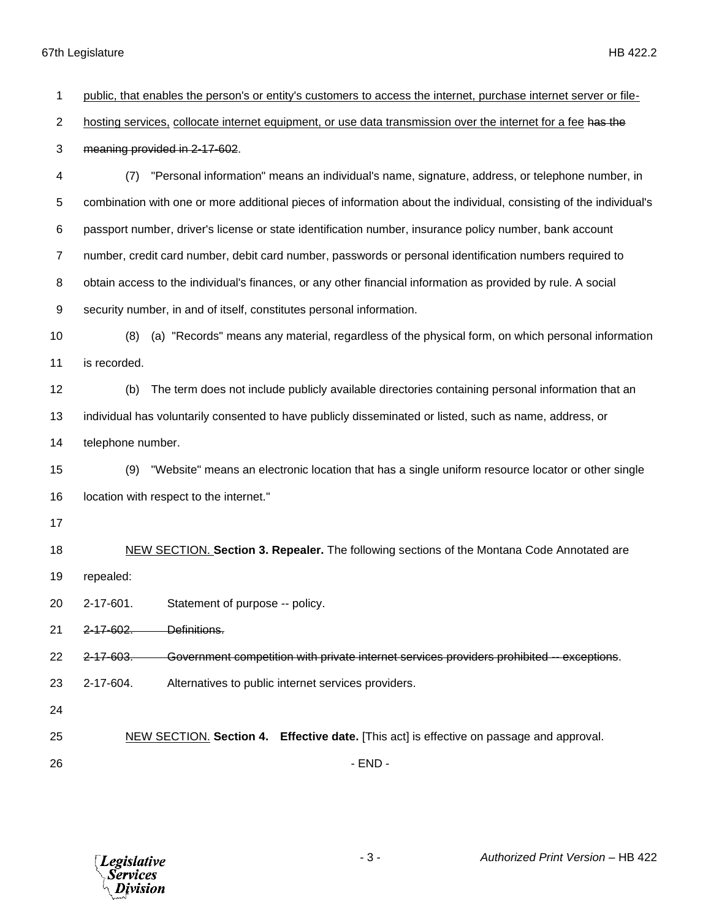public, that enables the person's or entity's customers to access the internet, purchase internet server or file-hosting services, collocate internet equipment, or use data transmission over the internet for a fee ~~has the meaning provided in 2-17-602~~.

(7) "Personal information" means an individual's name, signature, address, or telephone number, in combination with one or more additional pieces of information about the individual, consisting of the individual's passport number, driver's license or state identification number, insurance policy number, bank account number, credit card number, debit card number, passwords or personal identification numbers required to obtain access to the individual's finances, or any other financial information as provided by rule. A social security number, in and of itself, constitutes personal information.

(8) (a) "Records" means any material, regardless of the physical form, on which personal information is recorded.

(b) The term does not include publicly available directories containing personal information that an individual has voluntarily consented to have publicly disseminated or listed, such as name, address, or telephone number.

(9) "Website" means an electronic location that has a single uniform resource locator or other single location with respect to the internet."

NEW SECTION. **Section 3. Repealer.** The following sections of the Montana Code Annotated are repealed:

2-17-601. Statement of purpose -- policy.

~~2-17-602. Definitions.~~

~~2-17-603. Government competition with private internet services providers prohibited -- exceptions~~.

2-17-604. Alternatives to public internet services providers.

NEW SECTION. **Section 4. Effective date.** [This act] is effective on passage and approval.

- END -